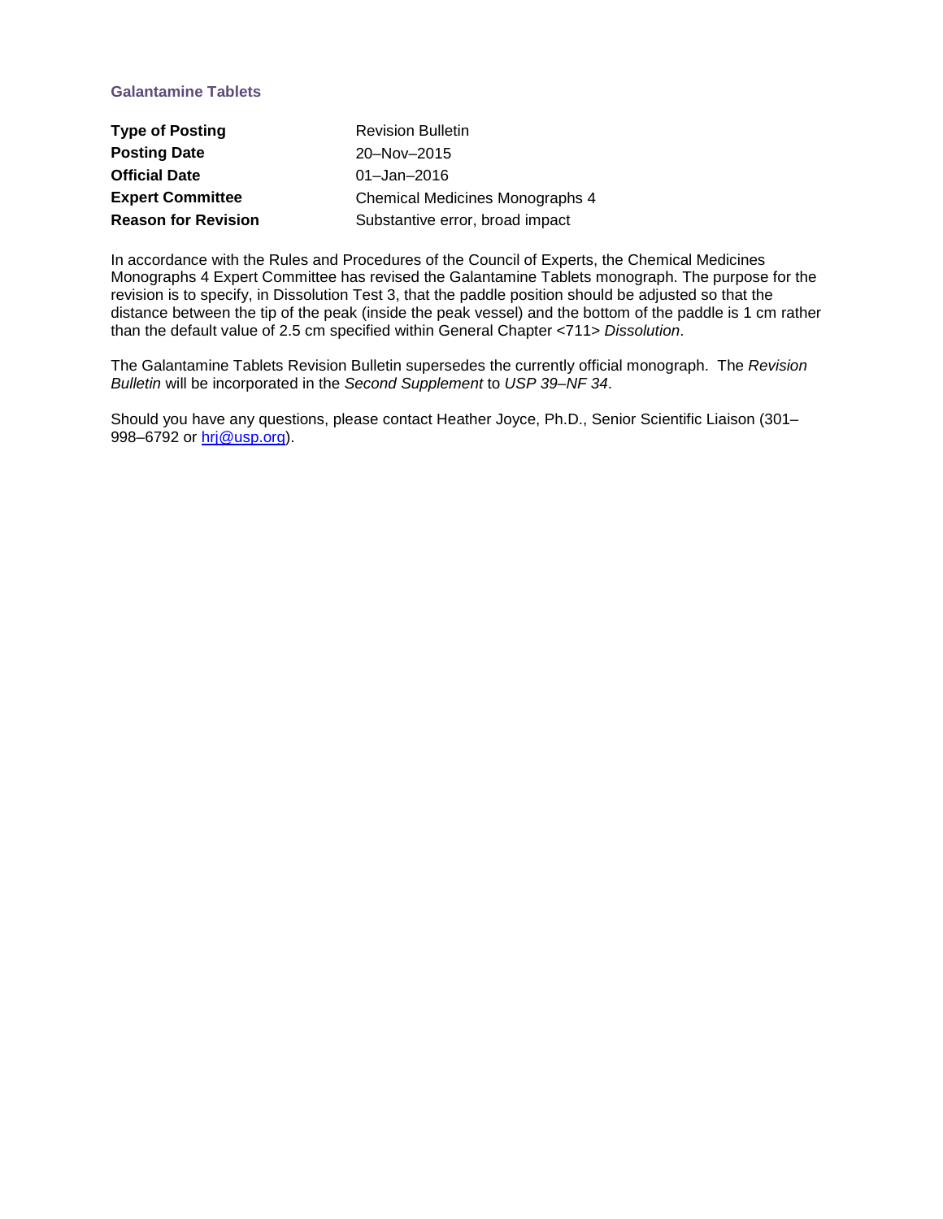## Galantamine Tablets

| | |
|---|---|
| **Type of Posting** | Revision Bulletin |
| **Posting Date** | 20–Nov–2015 |
| **Official Date** | 01–Jan–2016 |
| **Expert Committee** | Chemical Medicines Monographs 4 |
| **Reason for Revision** | Substantive error, broad impact |

In accordance with the Rules and Procedures of the Council of Experts, the Chemical Medicines Monographs 4 Expert Committee has revised the Galantamine Tablets monograph. The purpose for the revision is to specify, in Dissolution Test 3, that the paddle position should be adjusted so that the distance between the tip of the peak (inside the peak vessel) and the bottom of the paddle is 1 cm rather than the default value of 2.5 cm specified within General Chapter <711> *Dissolution*.

The Galantamine Tablets Revision Bulletin supersedes the currently official monograph. The *Revision Bulletin* will be incorporated in the *Second Supplement* to *USP 39–NF 34*.

Should you have any questions, please contact Heather Joyce, Ph.D., Senior Scientific Liaison (301–998–6792 or hrj@usp.org).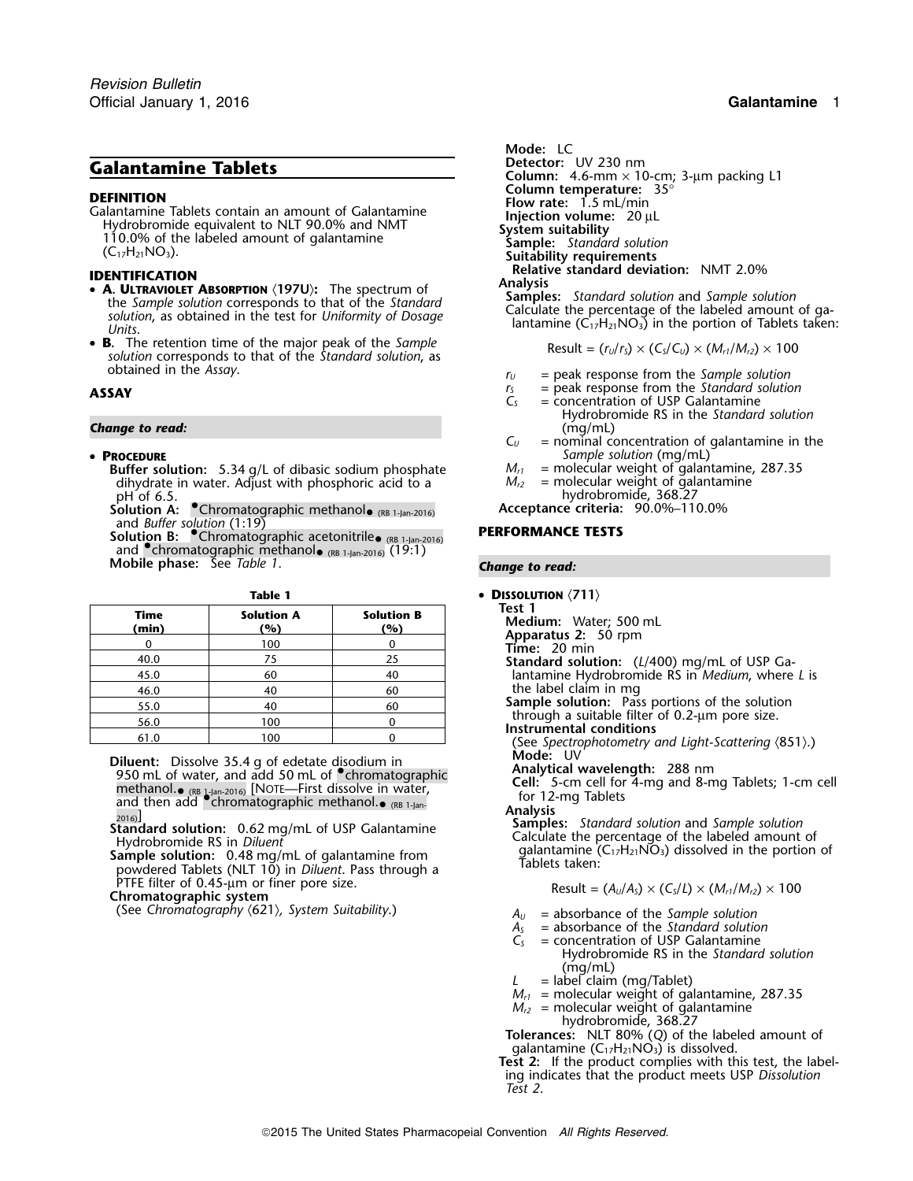# Galantamine Tablets

**DEFINITION**

Galantamine Tablets contain an amount of Galantamine Hydrobromide equivalent to NLT 90.0% and NMT 110.0% of the labeled amount of galantamine ($C_{17}H_{21}NO_3$).

**IDENTIFICATION**

- **A. Ultraviolet Absorption ⟨197U⟩:** The spectrum of the *Sample solution* corresponds to that of the *Standard solution*, as obtained in the test for *Uniformity of Dosage Units*.
- **B.** The retention time of the major peak of the *Sample solution* corresponds to that of the *Standard solution*, as obtained in the *Assay*.

**ASSAY**

*Change to read:*

- **Procedure**

**Buffer solution:** 5.34 g/L of dibasic sodium phosphate dihydrate in water. Adjust with phosphoric acid to a pH of 6.5.

**Solution A:** •Chromatographic methanol• (RB 1-Jan-2016) and *Buffer solution* (1:19)

**Solution B:** •Chromatographic acetonitrile• (RB 1-Jan-2016) and •chromatographic methanol• (RB 1-Jan-2016) (19:1)

**Mobile phase:** See *Table 1*.

**Table 1**

| Time (min) | Solution A (%) | Solution B (%) |
|---|---|---|
| 0 | 100 | 0 |
| 40.0 | 75 | 25 |
| 45.0 | 60 | 40 |
| 46.0 | 40 | 60 |
| 55.0 | 40 | 60 |
| 56.0 | 100 | 0 |
| 61.0 | 100 | 0 |

**Diluent:** Dissolve 35.4 g of edetate disodium in 950 mL of water, and add 50 mL of •chromatographic methanol.• (RB 1-Jan-2016) [Note—First dissolve in water, and then add •chromatographic methanol.• (RB 1-Jan-2016)]

**Standard solution:** 0.62 mg/mL of USP Galantamine Hydrobromide RS in *Diluent*

**Sample solution:** 0.48 mg/mL of galantamine from powdered Tablets (NLT 10) in *Diluent*. Pass through a PTFE filter of 0.45-µm or finer pore size.

**Chromatographic system**

(See *Chromatography* ⟨621⟩, *System Suitability*.)

**Mode:** LC

**Detector:** UV 230 nm

**Column:** 4.6-mm × 10-cm; 3-µm packing L1

**Column temperature:** 35°

**Flow rate:** 1.5 mL/min

**Injection volume:** 20 µL

**System suitability**

**Sample:** *Standard solution*

**Suitability requirements**

**Relative standard deviation:** NMT 2.0%

**Analysis**

**Samples:** *Standard solution* and *Sample solution*

Calculate the percentage of the labeled amount of galantamine ($C_{17}H_{21}NO_3$) in the portion of Tablets taken:

$$\text{Result} = (r_U/r_S) \times (C_S/C_U) \times (M_{r1}/M_{r2}) \times 100$$

$r_U$ = peak response from the *Sample solution*

$r_S$ = peak response from the *Standard solution*

$C_S$ = concentration of USP Galantamine Hydrobromide RS in the *Standard solution* (mg/mL)

$C_U$ = nominal concentration of galantamine in the *Sample solution* (mg/mL)

$M_{r1}$ = molecular weight of galantamine, 287.35

$M_{r2}$ = molecular weight of galantamine hydrobromide, 368.27

**Acceptance criteria:** 90.0%–110.0%

**PERFORMANCE TESTS**

*Change to read:*

- **Dissolution ⟨711⟩**

**Test 1**

**Medium:** Water; 500 mL

**Apparatus 2:** 50 rpm

**Time:** 20 min

**Standard solution:** ($L$/400) mg/mL of USP Galantamine Hydrobromide RS in *Medium*, where $L$ is the label claim in mg

**Sample solution:** Pass portions of the solution through a suitable filter of 0.2-µm pore size.

**Instrumental conditions**

(See *Spectrophotometry and Light-Scattering* ⟨851⟩.)

**Mode:** UV

**Analytical wavelength:** 288 nm

**Cell:** 5-cm cell for 4-mg and 8-mg Tablets; 1-cm cell for 12-mg Tablets

**Analysis**

**Samples:** *Standard solution* and *Sample solution*

Calculate the percentage of the labeled amount of galantamine ($C_{17}H_{21}NO_3$) dissolved in the portion of Tablets taken:

$$\text{Result} = (A_U/A_S) \times (C_S/L) \times (M_{r1}/M_{r2}) \times 100$$

$A_U$ = absorbance of the *Sample solution*

$A_S$ = absorbance of the *Standard solution*

$C_S$ = concentration of USP Galantamine Hydrobromide RS in the *Standard solution* (mg/mL)

$L$ = label claim (mg/Tablet)

$M_{r1}$ = molecular weight of galantamine, 287.35

$M_{r2}$ = molecular weight of galantamine hydrobromide, 368.27

**Tolerances:** NLT 80% (*Q*) of the labeled amount of galantamine ($C_{17}H_{21}NO_3$) is dissolved.

**Test 2:** If the product complies with this test, the labeling indicates that the product meets USP *Dissolution Test 2*.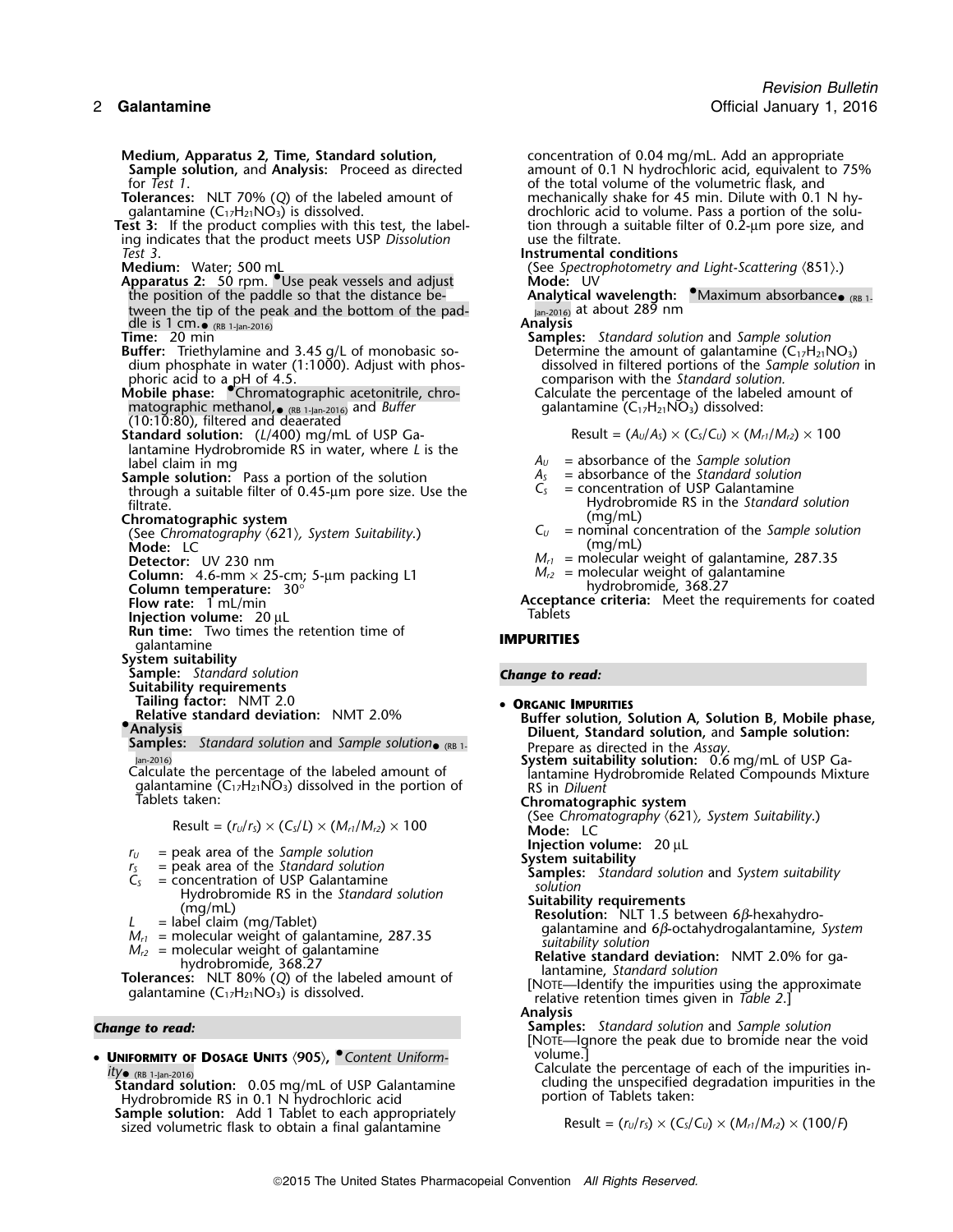**Medium, Apparatus 2, Time, Standard solution, Sample solution,** and **Analysis:** Proceed as directed for *Test 1*.

**Tolerances:** NLT 70% (*Q*) of the labeled amount of galantamine ($C_{17}H_{21}NO_3$) is dissolved.

**Test 3:** If the product complies with this test, the labeling indicates that the product meets USP *Dissolution Test 3*.

**Medium:** Water; 500 mL

**Apparatus 2:** 50 rpm. •Use peak vessels and adjust the position of the paddle so that the distance between the tip of the peak and the bottom of the paddle is 1 cm.• (RB 1-Jan-2016)

**Time:** 20 min

**Buffer:** Triethylamine and 3.45 g/L of monobasic sodium phosphate in water (1:1000). Adjust with phosphoric acid to a pH of 4.5.

**Mobile phase:** •Chromatographic acetonitrile, chromatographic methanol,• (RB 1-Jan-2016) and *Buffer* (10:10:80), filtered and deaerated

**Standard solution:** (*L*/400) mg/mL of USP Galantamine Hydrobromide RS in water, where *L* is the label claim in mg

**Sample solution:** Pass a portion of the solution through a suitable filter of 0.45-µm pore size. Use the filtrate.

**Chromatographic system**

(See *Chromatography* ⟨621⟩*, System Suitability*.)

**Mode:** LC

**Detector:** UV 230 nm

**Column:** 4.6-mm × 25-cm; 5-µm packing L1

**Column temperature:** 30°

**Flow rate:** 1 mL/min

**Injection volume:** 20 µL

**Run time:** Two times the retention time of galantamine

**System suitability**

**Sample:** *Standard solution*

**Suitability requirements**

**Tailing factor:** NMT 2.0

**Relative standard deviation:** NMT 2.0%

•**Analysis**

**Samples:** *Standard solution* and *Sample solution*• (RB 1-Jan-2016)

Calculate the percentage of the labeled amount of galantamine ($C_{17}H_{21}NO_3$) dissolved in the portion of Tablets taken:

$$\text{Result} = (r_U/r_S) \times (C_S/L) \times (M_{r1}/M_{r2}) \times 100$$

$r_U$ = peak area of the *Sample solution*

$r_S$ = peak area of the *Standard solution*

$C_S$ = concentration of USP Galantamine Hydrobromide RS in the *Standard solution* (mg/mL)

$L$ = label claim (mg/Tablet)

$M_{r1}$ = molecular weight of galantamine, 287.35

$M_{r2}$ = molecular weight of galantamine hydrobromide, 368.27

**Tolerances:** NLT 80% (*Q*) of the labeled amount of galantamine ($C_{17}H_{21}NO_3$) is dissolved.

*Change to read:*

• **Uniformity of Dosage Units** ⟨905⟩, •*Content Uniformity*• (RB 1-Jan-2016)

**Standard solution:** 0.05 mg/mL of USP Galantamine Hydrobromide RS in 0.1 N hydrochloric acid

**Sample solution:** Add 1 Tablet to each appropriately sized volumetric flask to obtain a final galantamine concentration of 0.04 mg/mL. Add an appropriate amount of 0.1 N hydrochloric acid, equivalent to 75% of the total volume of the volumetric flask, and mechanically shake for 45 min. Dilute with 0.1 N hydrochloric acid to volume. Pass a portion of the solution through a suitable filter of 0.2-µm pore size, and use the filtrate.

**Instrumental conditions**

(See *Spectrophotometry and Light-Scattering* ⟨851⟩.)

**Mode:** UV

**Analytical wavelength:** •Maximum absorbance• (RB 1-Jan-2016) at about 289 nm

**Analysis**

**Samples:** *Standard solution* and *Sample solution*

Determine the amount of galantamine ($C_{17}H_{21}NO_3$) dissolved in filtered portions of the *Sample solution* in comparison with the *Standard solution*.

Calculate the percentage of the labeled amount of galantamine ($C_{17}H_{21}NO_3$) dissolved:

$$\text{Result} = (A_U/A_S) \times (C_S/C_U) \times (M_{r1}/M_{r2}) \times 100$$

$A_U$ = absorbance of the *Sample solution*

$A_S$ = absorbance of the *Standard solution*

$C_S$ = concentration of USP Galantamine Hydrobromide RS in the *Standard solution* (mg/mL)

$C_U$ = nominal concentration of the *Sample solution* (mg/mL)

$M_{r1}$ = molecular weight of galantamine, 287.35

$M_{r2}$ = molecular weight of galantamine hydrobromide, 368.27

**Acceptance criteria:** Meet the requirements for coated Tablets

## IMPURITIES

*Change to read:*

• **Organic Impurities**

**Buffer solution, Solution A, Solution B, Mobile phase, Diluent, Standard solution,** and **Sample solution:** Prepare as directed in the *Assay*.

**System suitability solution:** 0.6 mg/mL of USP Galantamine Hydrobromide Related Compounds Mixture RS in *Diluent*

**Chromatographic system**

(See *Chromatography* ⟨621⟩*, System Suitability*.)

**Mode:** LC

**Injection volume:** 20 µL

**System suitability**

**Samples:** *Standard solution* and *System suitability solution*

**Suitability requirements**

**Resolution:** NLT 1.5 between 6β-hexahydrogalantamine and 6β-octahydrogalantamine, *System suitability solution*

**Relative standard deviation:** NMT 2.0% for galantamine, *Standard solution*

[Note—Identify the impurities using the approximate relative retention times given in *Table 2*.]

**Analysis**

**Samples:** *Standard solution* and *Sample solution*

[Note—Ignore the peak due to bromide near the void volume.]

Calculate the percentage of each of the impurities including the unspecified degradation impurities in the portion of Tablets taken:

$$\text{Result} = (r_U/r_S) \times (C_S/C_U) \times (M_{r1}/M_{r2}) \times (100/F)$$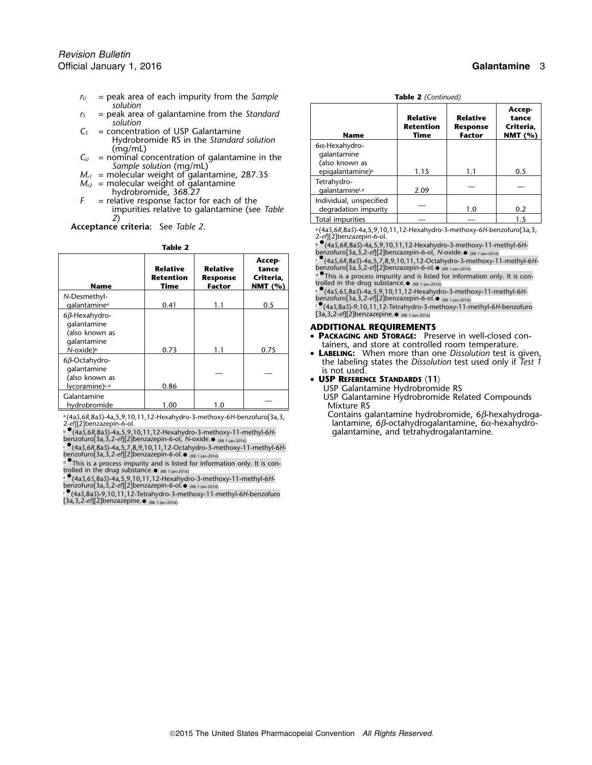$r_U$ = peak area of each impurity from the *Sample solution*

$r_S$ = peak area of galantamine from the *Standard solution*

$C_S$ = concentration of USP Galantamine Hydrobromide RS in the *Standard solution* (mg/mL)

$C_U$ = nominal concentration of galantamine in the *Sample solution* (mg/mL)

$M_{r1}$ = molecular weight of galantamine, 287.35

$M_{r2}$ = molecular weight of galantamine hydrobromide, 368.27

$F$ = relative response factor for each of the impurities relative to galantamine (see *Table 2*)

**Acceptance criteria:** See *Table 2*.

**Table 2**

| Name | Relative Retention Time | Relative Response Factor | Acceptance Criteria, NMT (%) |
|---|---|---|---|
| N-Desmethylgalantamine[a] | 0.41 | 1.1 | 0.5 |
| 6β-Hexahydrogalantamine (also known as galantamine N-oxide)[b] | 0.73 | 1.1 | 0.75 |
| 6β-Octahydrogalantamine (also known as lycoramine)[c,d] | 0.86 | — | — |
| Galantamine hydrobromide | 1.00 | 1.0 | — |
| 6α-Hexahydrogalantamine (also known as epigalantamine)[e] | 1.15 | 1.1 | 0.5 |
| Tetrahydrogalantamine[f,d] | 2.09 | — | — |
| Individual, unspecified degradation impurity | — | 1.0 | 0.2 |
| Total impurities | — | — | 1.5 |

[a] (4a*S*,6*R*,8a*S*)-4a,5,9,10,11,12-Hexahydro-3-methoxy-6*H*-benzofuro[3a,3,2-*ef*][2]benzazepin-6-ol.

[b] ●(4a*S*,6*R*,8a*S*)-4a,5,9,10,11,12-Hexahydro-3-methoxy-11-methyl-6*H*-benzofuro[3a,3,2-*ef*][2]benzazepin-6-ol, *N*-oxide.● (RB 1-Jan-2016)

[c] ●(4a*S*,6*R*,8a*S*)-4a,5,7,8,9,10,11,12-Octahydro-3-methoxy-11-methyl-6*H*-benzofuro[3a,3,2-*ef*][2]benzazepin-6-ol.● (RB 1-Jan-2016)

[d] ●This is a process impurity and is listed for information only. It is controlled in the drug substance.● (RB 1-Jan-2016)

[e] ●(4a*S*,6*S*,8a*S*)-4a,5,9,10,11,12-Hexahydro-3-methoxy-11-methyl-6*H*-benzofuro[3a,3,2-*ef*][2]benzazepin-6-ol.● (RB 1-Jan-2016)

[f] ●(4a*S*,8a*S*)-9,10,11,12-Tetrahydro-3-methoxy-11-methyl-6*H*-benzofuro[3a,3,2-*ef*][2]benzazepine.● (RB 1-Jan-2016)

## ADDITIONAL REQUIREMENTS

- **Packaging and Storage:** Preserve in well-closed containers, and store at controlled room temperature.
- **Labeling:** When more than one *Dissolution* test is given, the labeling states the *Dissolution* test used only if *Test 1* is not used.
- **USP Reference Standards** ⟨11⟩

  USP Galantamine Hydrobromide RS

  USP Galantamine Hydrobromide Related Compounds Mixture RS

  Contains galantamine hydrobromide, 6β-hexahydrogalantamine, 6β-octahydrogalantamine, 6α-hexahydrogalantamine, and tetrahydrogalantamine.